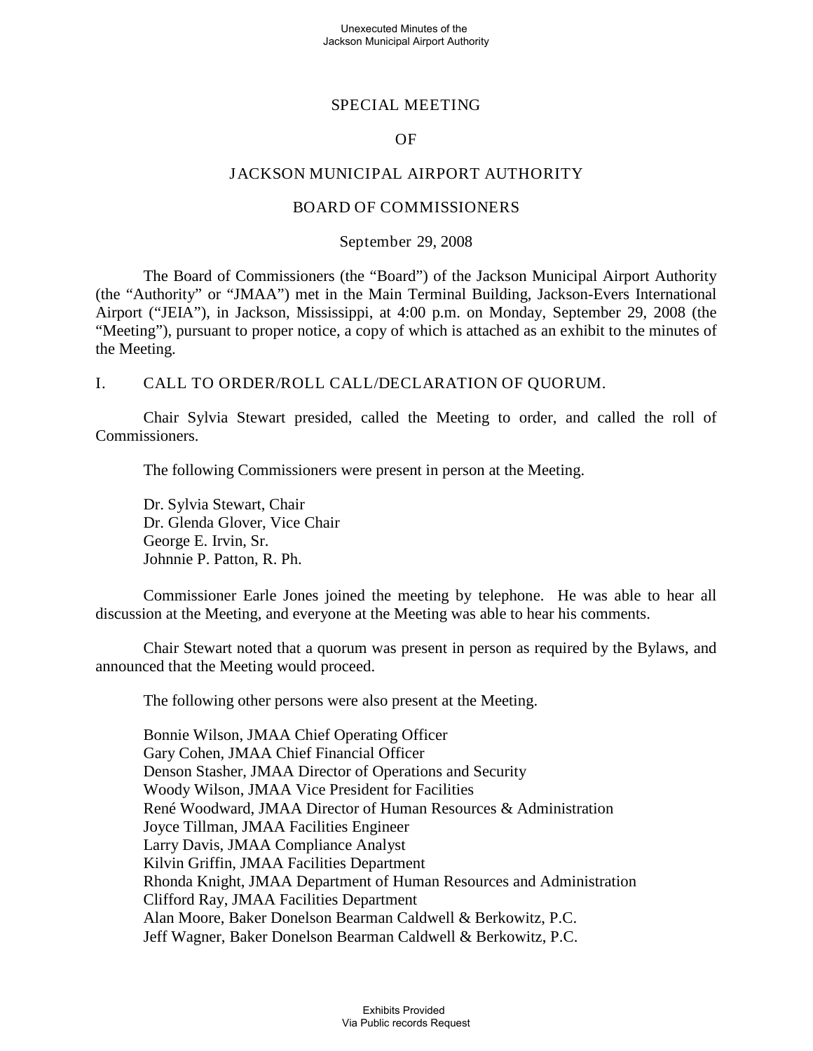# SPECIAL MEETING

# OF

# JACKSON MUNICIPAL AIRPORT AUTHORITY

# BOARD OF COMMISSIONERS

September 29, 2008

The Board of Commissioners (the "Board") of the Jackson Municipal Airport Authority (the "Authority" or "JMAA") met in the Main Terminal Building, Jackson-Evers International Airport ("JEIA"), in Jackson, Mississippi, at 4:00 p.m. on Monday, September 29, 2008 (the "Meeting"), pursuant to proper notice, a copy of which is attached as an exhibit to the minutes of the Meeting.

## I. CALL TO ORDER/ROLL CALL/DECLARATION OF QUORUM.

Chair Sylvia Stewart presided, called the Meeting to order, and called the roll of Commissioners.

The following Commissioners were present in person at the Meeting.

Dr. Sylvia Stewart, Chair
Dr. Glenda Glover, Vice Chair
George E. Irvin, Sr.
Johnnie P. Patton, R. Ph.

Commissioner Earle Jones joined the meeting by telephone. He was able to hear all discussion at the Meeting, and everyone at the Meeting was able to hear his comments.

Chair Stewart noted that a quorum was present in person as required by the Bylaws, and announced that the Meeting would proceed.

The following other persons were also present at the Meeting.

Bonnie Wilson, JMAA Chief Operating Officer
Gary Cohen, JMAA Chief Financial Officer
Denson Stasher, JMAA Director of Operations and Security
Woody Wilson, JMAA Vice President for Facilities
René Woodward, JMAA Director of Human Resources & Administration
Joyce Tillman, JMAA Facilities Engineer
Larry Davis, JMAA Compliance Analyst
Kilvin Griffin, JMAA Facilities Department
Rhonda Knight, JMAA Department of Human Resources and Administration
Clifford Ray, JMAA Facilities Department
Alan Moore, Baker Donelson Bearman Caldwell & Berkowitz, P.C.
Jeff Wagner, Baker Donelson Bearman Caldwell & Berkowitz, P.C.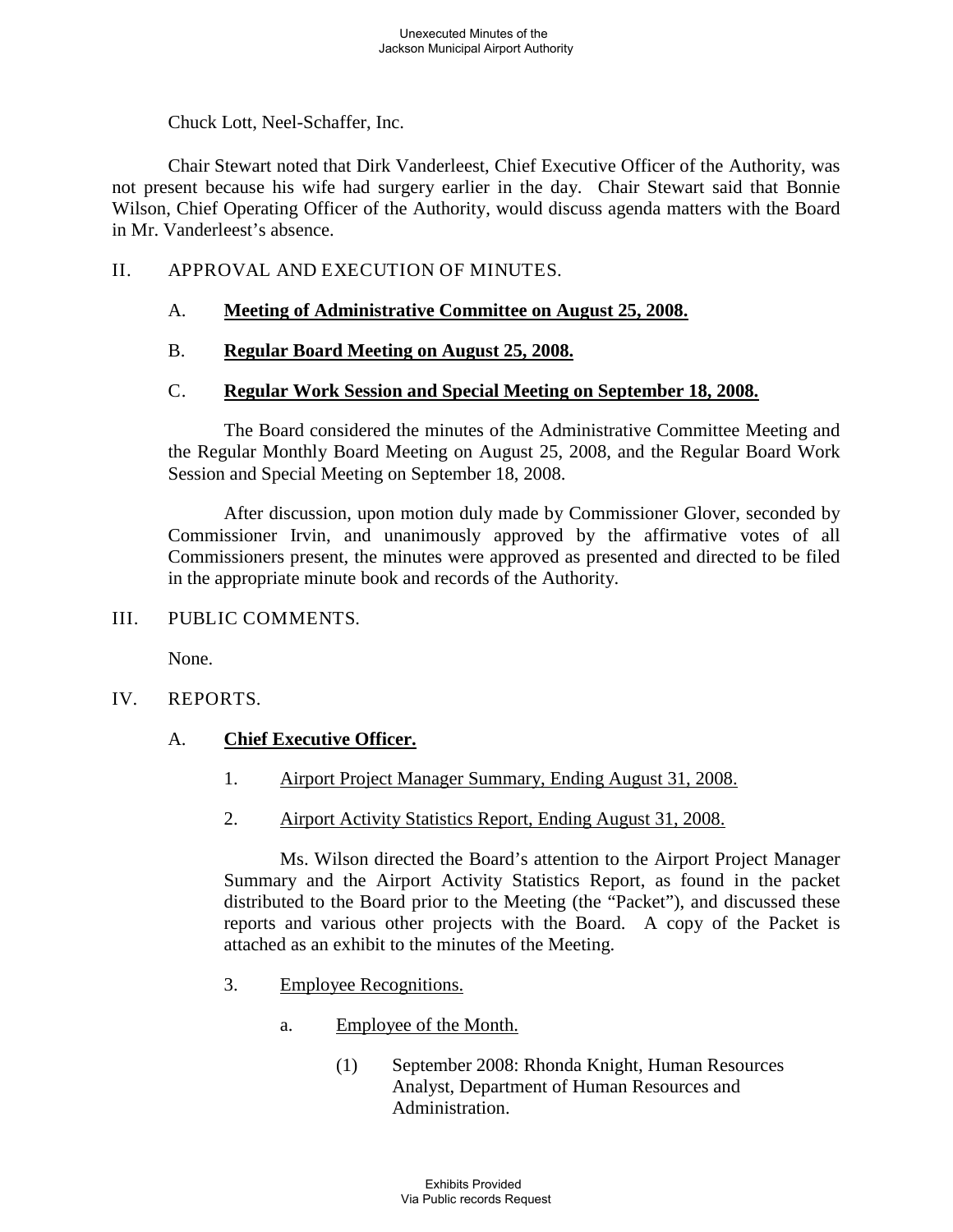Chuck Lott, Neel-Schaffer, Inc.

Chair Stewart noted that Dirk Vanderleest, Chief Executive Officer of the Authority, was not present because his wife had surgery earlier in the day. Chair Stewart said that Bonnie Wilson, Chief Operating Officer of the Authority, would discuss agenda matters with the Board in Mr. Vanderleest's absence.

II. APPROVAL AND EXECUTION OF MINUTES.

A. **Meeting of Administrative Committee on August 25, 2008.**

B. **Regular Board Meeting on August 25, 2008.**

C. **Regular Work Session and Special Meeting on September 18, 2008.**

The Board considered the minutes of the Administrative Committee Meeting and the Regular Monthly Board Meeting on August 25, 2008, and the Regular Board Work Session and Special Meeting on September 18, 2008.

After discussion, upon motion duly made by Commissioner Glover, seconded by Commissioner Irvin, and unanimously approved by the affirmative votes of all Commissioners present, the minutes were approved as presented and directed to be filed in the appropriate minute book and records of the Authority.

III. PUBLIC COMMENTS.

None.

IV. REPORTS.

A. **Chief Executive Officer.**

1. Airport Project Manager Summary, Ending August 31, 2008.

2. Airport Activity Statistics Report, Ending August 31, 2008.

Ms. Wilson directed the Board's attention to the Airport Project Manager Summary and the Airport Activity Statistics Report, as found in the packet distributed to the Board prior to the Meeting (the "Packet"), and discussed these reports and various other projects with the Board. A copy of the Packet is attached as an exhibit to the minutes of the Meeting.

3. Employee Recognitions.

a. Employee of the Month.

(1) September 2008: Rhonda Knight, Human Resources Analyst, Department of Human Resources and Administration.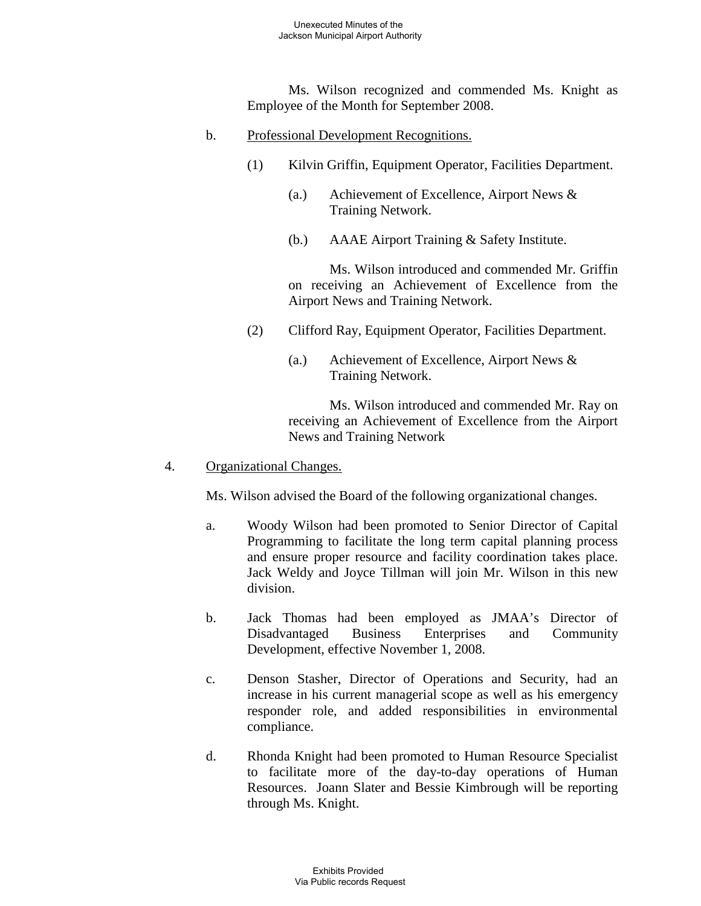Ms. Wilson recognized and commended Ms. Knight as Employee of the Month for September 2008.

b. Professional Development Recognitions.

(1) Kilvin Griffin, Equipment Operator, Facilities Department.

(a.) Achievement of Excellence, Airport News & Training Network.

(b.) AAAE Airport Training & Safety Institute.

Ms. Wilson introduced and commended Mr. Griffin on receiving an Achievement of Excellence from the Airport News and Training Network.

(2) Clifford Ray, Equipment Operator, Facilities Department.

(a.) Achievement of Excellence, Airport News & Training Network.

Ms. Wilson introduced and commended Mr. Ray on receiving an Achievement of Excellence from the Airport News and Training Network

4. Organizational Changes.

Ms. Wilson advised the Board of the following organizational changes.

a. Woody Wilson had been promoted to Senior Director of Capital Programming to facilitate the long term capital planning process and ensure proper resource and facility coordination takes place. Jack Weldy and Joyce Tillman will join Mr. Wilson in this new division.

b. Jack Thomas had been employed as JMAA's Director of Disadvantaged Business Enterprises and Community Development, effective November 1, 2008.

c. Denson Stasher, Director of Operations and Security, had an increase in his current managerial scope as well as his emergency responder role, and added responsibilities in environmental compliance.

d. Rhonda Knight had been promoted to Human Resource Specialist to facilitate more of the day-to-day operations of Human Resources. Joann Slater and Bessie Kimbrough will be reporting through Ms. Knight.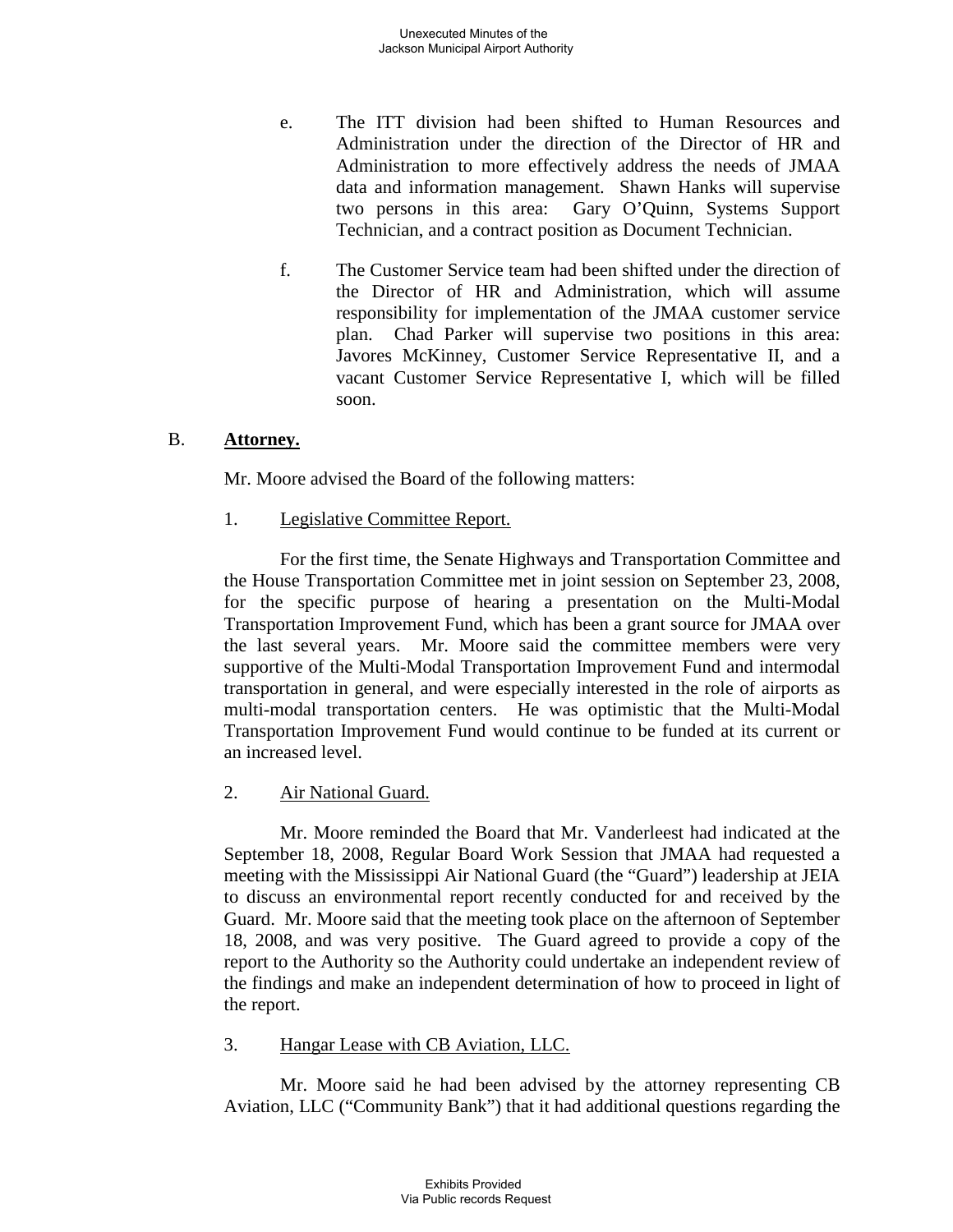e. The ITT division had been shifted to Human Resources and Administration under the direction of the Director of HR and Administration to more effectively address the needs of JMAA data and information management. Shawn Hanks will supervise two persons in this area: Gary O'Quinn, Systems Support Technician, and a contract position as Document Technician.

f. The Customer Service team had been shifted under the direction of the Director of HR and Administration, which will assume responsibility for implementation of the JMAA customer service plan. Chad Parker will supervise two positions in this area: Javores McKinney, Customer Service Representative II, and a vacant Customer Service Representative I, which will be filled soon.

B. **<u>Attorney.</u>**

Mr. Moore advised the Board of the following matters:

1. <u>Legislative Committee Report.</u>

For the first time, the Senate Highways and Transportation Committee and the House Transportation Committee met in joint session on September 23, 2008, for the specific purpose of hearing a presentation on the Multi-Modal Transportation Improvement Fund, which has been a grant source for JMAA over the last several years. Mr. Moore said the committee members were very supportive of the Multi-Modal Transportation Improvement Fund and intermodal transportation in general, and were especially interested in the role of airports as multi-modal transportation centers. He was optimistic that the Multi-Modal Transportation Improvement Fund would continue to be funded at its current or an increased level.

2. <u>Air National Guard.</u>

Mr. Moore reminded the Board that Mr. Vanderleest had indicated at the September 18, 2008, Regular Board Work Session that JMAA had requested a meeting with the Mississippi Air National Guard (the "Guard") leadership at JEIA to discuss an environmental report recently conducted for and received by the Guard. Mr. Moore said that the meeting took place on the afternoon of September 18, 2008, and was very positive. The Guard agreed to provide a copy of the report to the Authority so the Authority could undertake an independent review of the findings and make an independent determination of how to proceed in light of the report.

3. <u>Hangar Lease with CB Aviation, LLC.</u>

Mr. Moore said he had been advised by the attorney representing CB Aviation, LLC ("Community Bank") that it had additional questions regarding the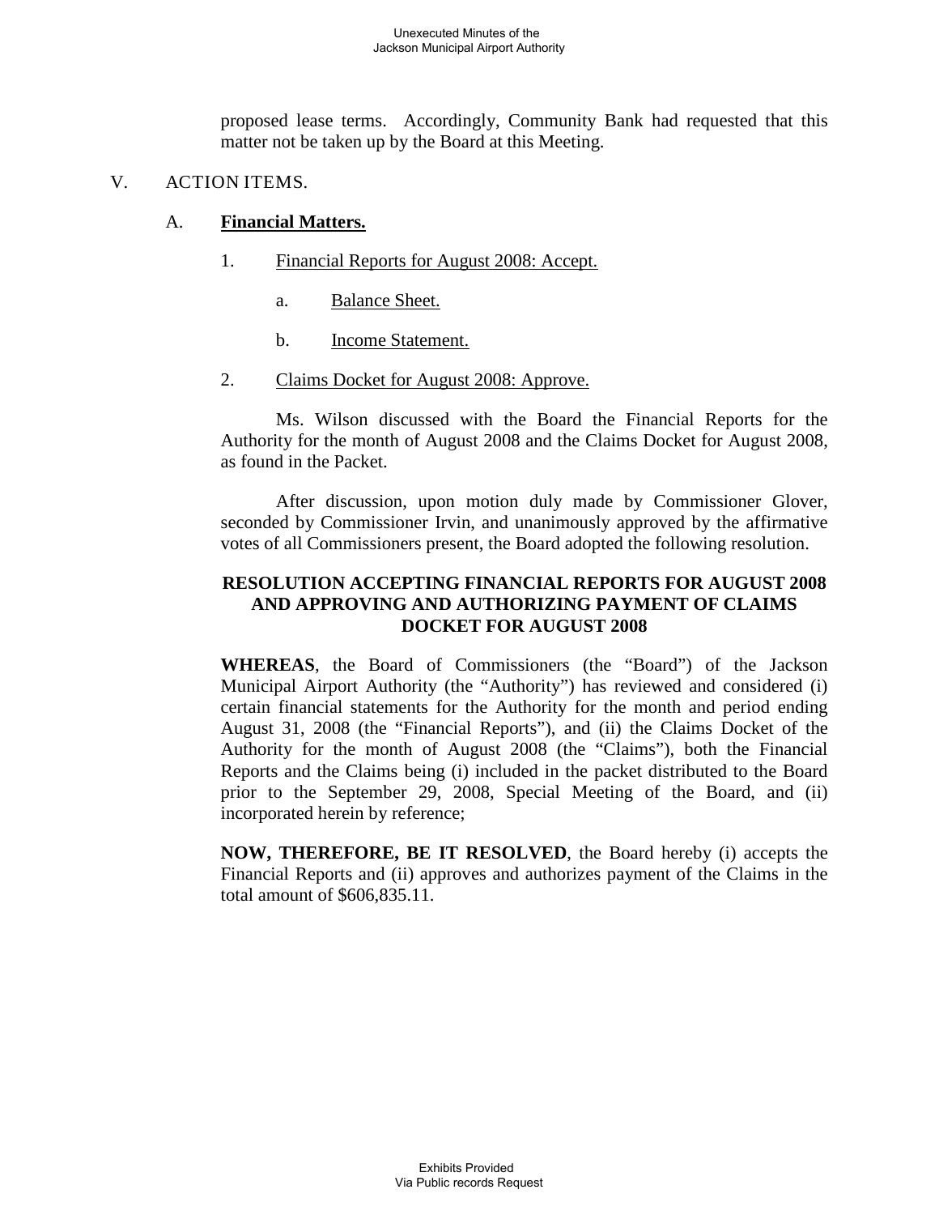proposed lease terms. Accordingly, Community Bank had requested that this matter not be taken up by the Board at this Meeting.

V. ACTION ITEMS.

A. **Financial Matters.**

1. Financial Reports for August 2008: Accept.

a. Balance Sheet.

b. Income Statement.

2. Claims Docket for August 2008: Approve.

Ms. Wilson discussed with the Board the Financial Reports for the Authority for the month of August 2008 and the Claims Docket for August 2008, as found in the Packet.

After discussion, upon motion duly made by Commissioner Glover, seconded by Commissioner Irvin, and unanimously approved by the affirmative votes of all Commissioners present, the Board adopted the following resolution.

**RESOLUTION ACCEPTING FINANCIAL REPORTS FOR AUGUST 2008 AND APPROVING AND AUTHORIZING PAYMENT OF CLAIMS DOCKET FOR AUGUST 2008**

**WHEREAS**, the Board of Commissioners (the "Board") of the Jackson Municipal Airport Authority (the "Authority") has reviewed and considered (i) certain financial statements for the Authority for the month and period ending August 31, 2008 (the "Financial Reports"), and (ii) the Claims Docket of the Authority for the month of August 2008 (the "Claims"), both the Financial Reports and the Claims being (i) included in the packet distributed to the Board prior to the September 29, 2008, Special Meeting of the Board, and (ii) incorporated herein by reference;

**NOW, THEREFORE, BE IT RESOLVED**, the Board hereby (i) accepts the Financial Reports and (ii) approves and authorizes payment of the Claims in the total amount of $606,835.11.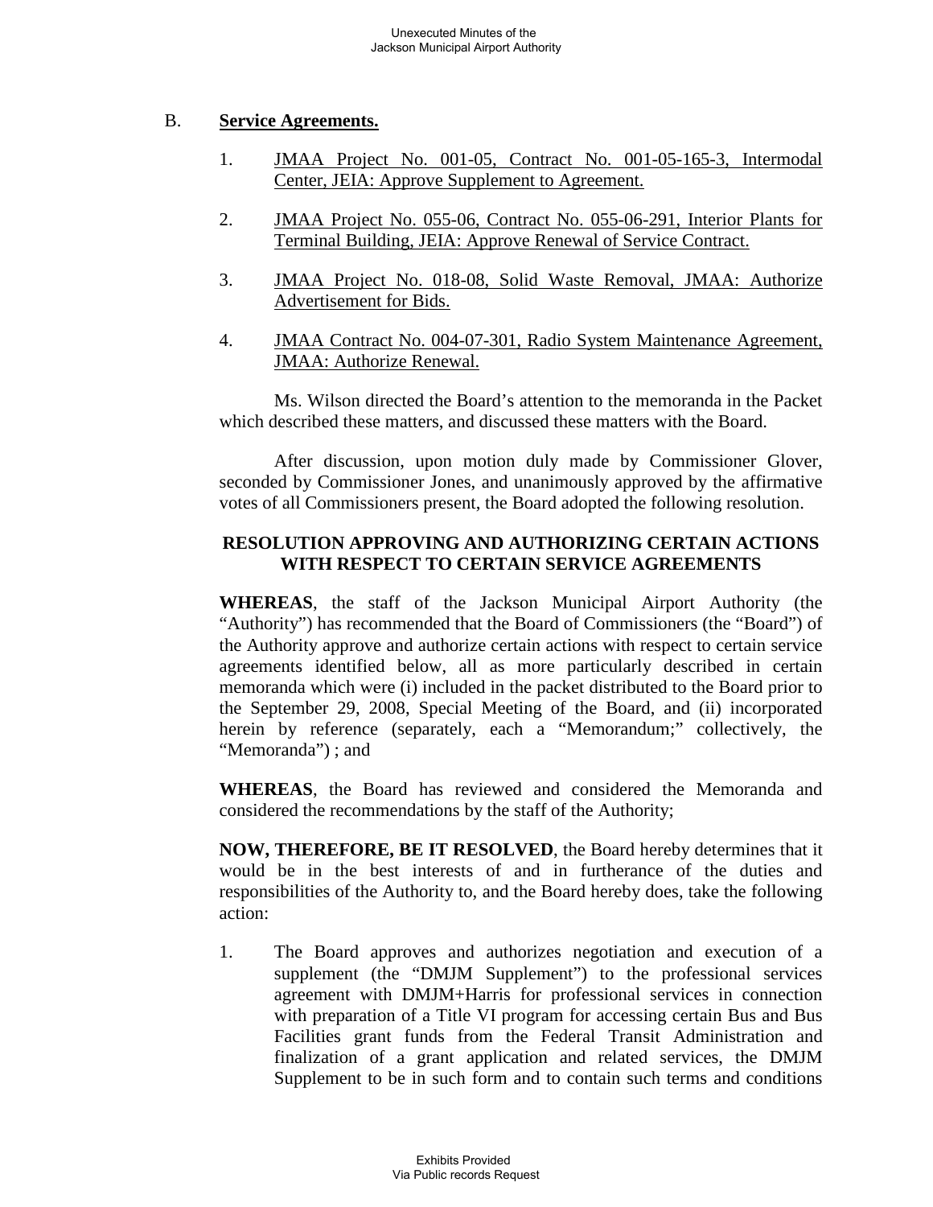B. **Service Agreements.**

1. JMAA Project No. 001-05, Contract No. 001-05-165-3, Intermodal Center, JEIA: Approve Supplement to Agreement.

2. JMAA Project No. 055-06, Contract No. 055-06-291, Interior Plants for Terminal Building, JEIA: Approve Renewal of Service Contract.

3. JMAA Project No. 018-08, Solid Waste Removal, JMAA: Authorize Advertisement for Bids.

4. JMAA Contract No. 004-07-301, Radio System Maintenance Agreement, JMAA: Authorize Renewal.

Ms. Wilson directed the Board's attention to the memoranda in the Packet which described these matters, and discussed these matters with the Board.

After discussion, upon motion duly made by Commissioner Glover, seconded by Commissioner Jones, and unanimously approved by the affirmative votes of all Commissioners present, the Board adopted the following resolution.

**RESOLUTION APPROVING AND AUTHORIZING CERTAIN ACTIONS WITH RESPECT TO CERTAIN SERVICE AGREEMENTS**

**WHEREAS**, the staff of the Jackson Municipal Airport Authority (the "Authority") has recommended that the Board of Commissioners (the "Board") of the Authority approve and authorize certain actions with respect to certain service agreements identified below, all as more particularly described in certain memoranda which were (i) included in the packet distributed to the Board prior to the September 29, 2008, Special Meeting of the Board, and (ii) incorporated herein by reference (separately, each a "Memorandum;" collectively, the "Memoranda") ; and

**WHEREAS**, the Board has reviewed and considered the Memoranda and considered the recommendations by the staff of the Authority;

**NOW, THEREFORE, BE IT RESOLVED**, the Board hereby determines that it would be in the best interests of and in furtherance of the duties and responsibilities of the Authority to, and the Board hereby does, take the following action:

1. The Board approves and authorizes negotiation and execution of a supplement (the "DMJM Supplement") to the professional services agreement with DMJM+Harris for professional services in connection with preparation of a Title VI program for accessing certain Bus and Bus Facilities grant funds from the Federal Transit Administration and finalization of a grant application and related services, the DMJM Supplement to be in such form and to contain such terms and conditions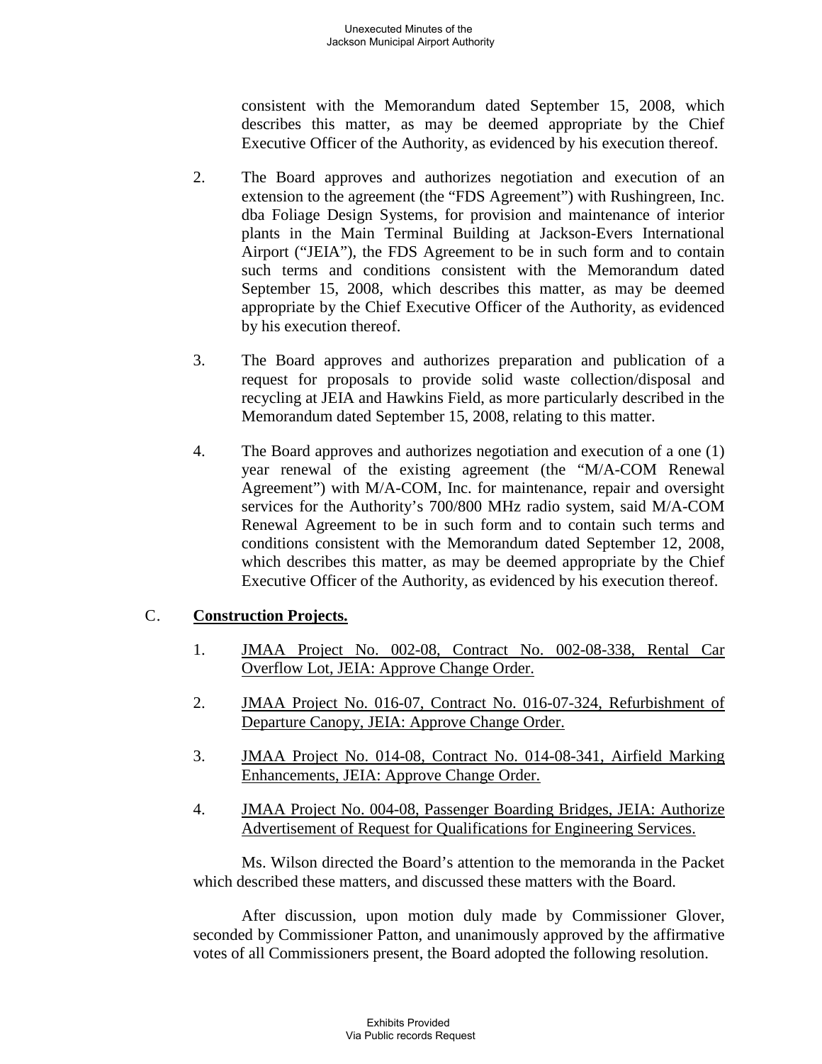consistent with the Memorandum dated September 15, 2008, which describes this matter, as may be deemed appropriate by the Chief Executive Officer of the Authority, as evidenced by his execution thereof.

2. The Board approves and authorizes negotiation and execution of an extension to the agreement (the "FDS Agreement") with Rushingreen, Inc. dba Foliage Design Systems, for provision and maintenance of interior plants in the Main Terminal Building at Jackson-Evers International Airport ("JEIA"), the FDS Agreement to be in such form and to contain such terms and conditions consistent with the Memorandum dated September 15, 2008, which describes this matter, as may be deemed appropriate by the Chief Executive Officer of the Authority, as evidenced by his execution thereof.

3. The Board approves and authorizes preparation and publication of a request for proposals to provide solid waste collection/disposal and recycling at JEIA and Hawkins Field, as more particularly described in the Memorandum dated September 15, 2008, relating to this matter.

4. The Board approves and authorizes negotiation and execution of a one (1) year renewal of the existing agreement (the "M/A-COM Renewal Agreement") with M/A-COM, Inc. for maintenance, repair and oversight services for the Authority's 700/800 MHz radio system, said M/A-COM Renewal Agreement to be in such form and to contain such terms and conditions consistent with the Memorandum dated September 12, 2008, which describes this matter, as may be deemed appropriate by the Chief Executive Officer of the Authority, as evidenced by his execution thereof.

C. **Construction Projects.**

1. JMAA Project No. 002-08, Contract No. 002-08-338, Rental Car Overflow Lot, JEIA: Approve Change Order.

2. JMAA Project No. 016-07, Contract No. 016-07-324, Refurbishment of Departure Canopy, JEIA: Approve Change Order.

3. JMAA Project No. 014-08, Contract No. 014-08-341, Airfield Marking Enhancements, JEIA: Approve Change Order.

4. JMAA Project No. 004-08, Passenger Boarding Bridges, JEIA: Authorize Advertisement of Request for Qualifications for Engineering Services.

Ms. Wilson directed the Board's attention to the memoranda in the Packet which described these matters, and discussed these matters with the Board.

After discussion, upon motion duly made by Commissioner Glover, seconded by Commissioner Patton, and unanimously approved by the affirmative votes of all Commissioners present, the Board adopted the following resolution.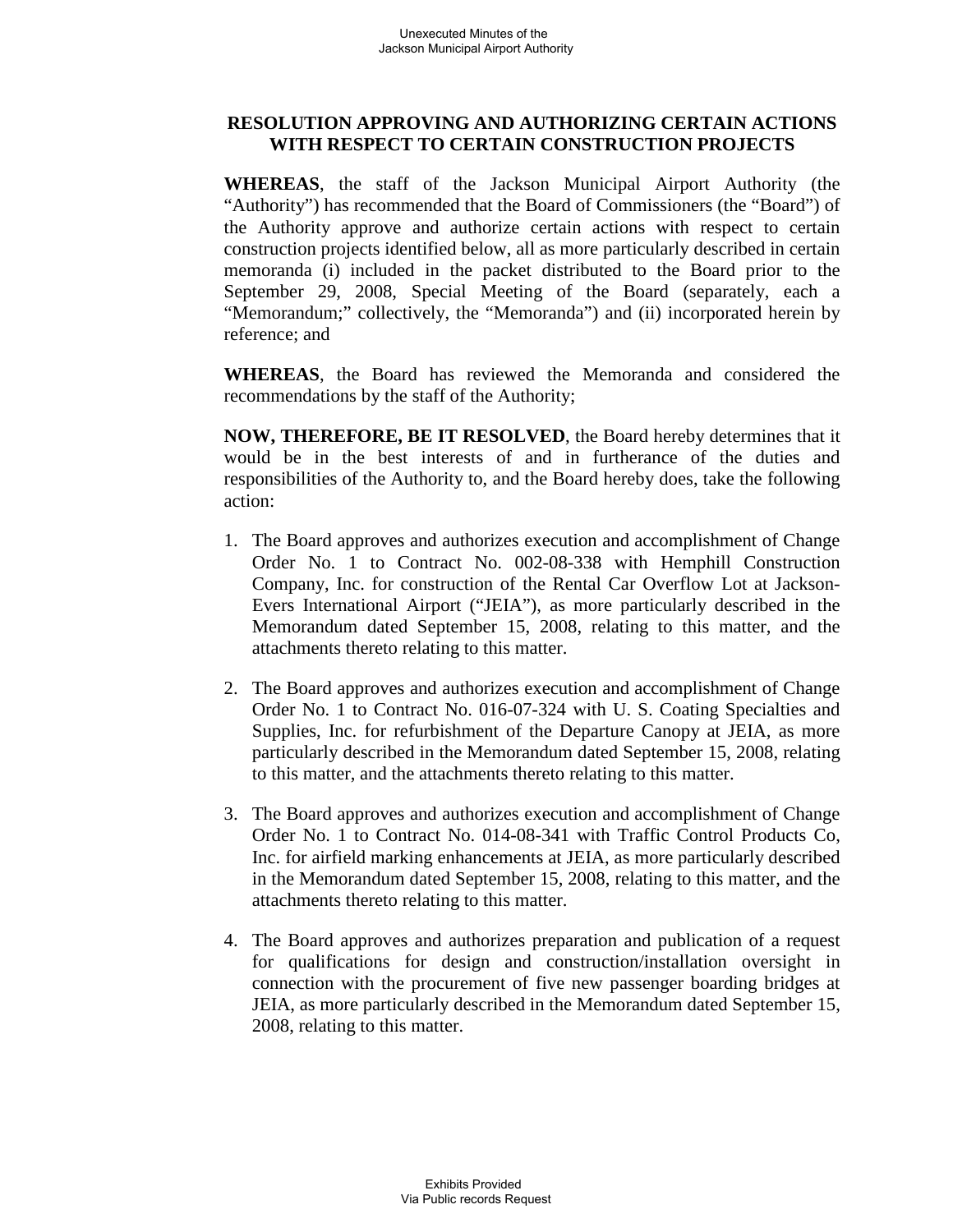## RESOLUTION APPROVING AND AUTHORIZING CERTAIN ACTIONS WITH RESPECT TO CERTAIN CONSTRUCTION PROJECTS

**WHEREAS**, the staff of the Jackson Municipal Airport Authority (the "Authority") has recommended that the Board of Commissioners (the "Board") of the Authority approve and authorize certain actions with respect to certain construction projects identified below, all as more particularly described in certain memoranda (i) included in the packet distributed to the Board prior to the September 29, 2008, Special Meeting of the Board (separately, each a "Memorandum;" collectively, the "Memoranda") and (ii) incorporated herein by reference; and

**WHEREAS**, the Board has reviewed the Memoranda and considered the recommendations by the staff of the Authority;

**NOW, THEREFORE, BE IT RESOLVED**, the Board hereby determines that it would be in the best interests of and in furtherance of the duties and responsibilities of the Authority to, and the Board hereby does, take the following action:

1. The Board approves and authorizes execution and accomplishment of Change Order No. 1 to Contract No. 002-08-338 with Hemphill Construction Company, Inc. for construction of the Rental Car Overflow Lot at Jackson-Evers International Airport ("JEIA"), as more particularly described in the Memorandum dated September 15, 2008, relating to this matter, and the attachments thereto relating to this matter.

2. The Board approves and authorizes execution and accomplishment of Change Order No. 1 to Contract No. 016-07-324 with U. S. Coating Specialties and Supplies, Inc. for refurbishment of the Departure Canopy at JEIA, as more particularly described in the Memorandum dated September 15, 2008, relating to this matter, and the attachments thereto relating to this matter.

3. The Board approves and authorizes execution and accomplishment of Change Order No. 1 to Contract No. 014-08-341 with Traffic Control Products Co, Inc. for airfield marking enhancements at JEIA, as more particularly described in the Memorandum dated September 15, 2008, relating to this matter, and the attachments thereto relating to this matter.

4. The Board approves and authorizes preparation and publication of a request for qualifications for design and construction/installation oversight in connection with the procurement of five new passenger boarding bridges at JEIA, as more particularly described in the Memorandum dated September 15, 2008, relating to this matter.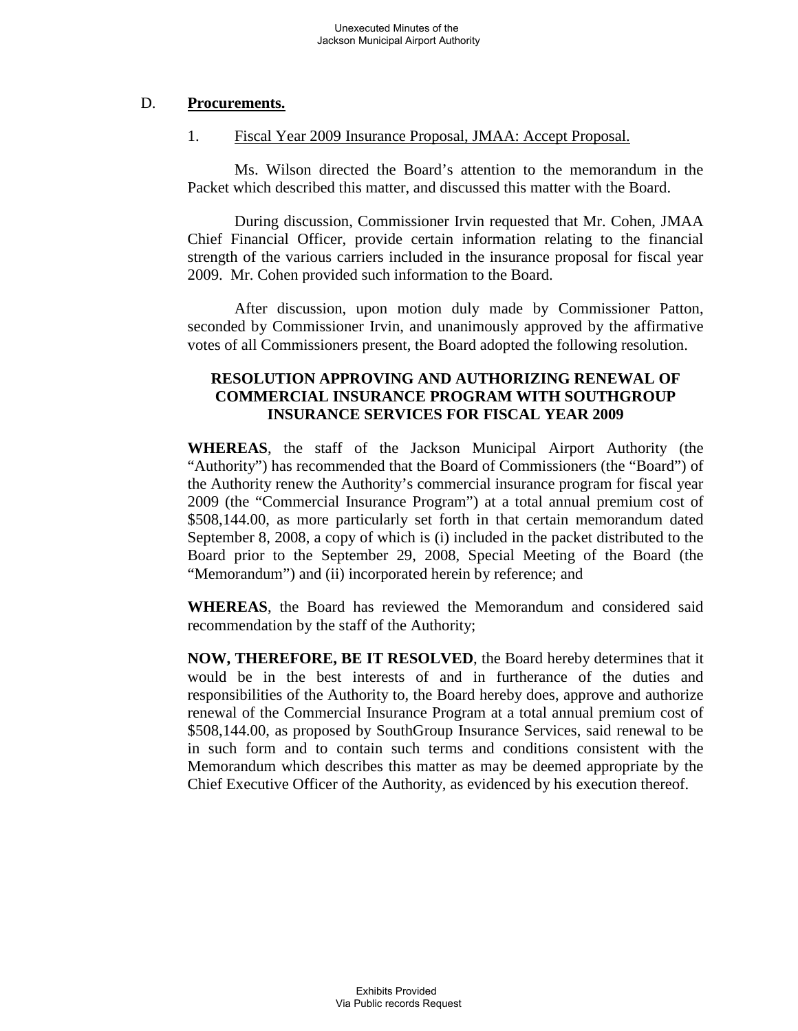## D. **Procurements.**

1. Fiscal Year 2009 Insurance Proposal, JMAA: Accept Proposal.

Ms. Wilson directed the Board's attention to the memorandum in the Packet which described this matter, and discussed this matter with the Board.

During discussion, Commissioner Irvin requested that Mr. Cohen, JMAA Chief Financial Officer, provide certain information relating to the financial strength of the various carriers included in the insurance proposal for fiscal year 2009. Mr. Cohen provided such information to the Board.

After discussion, upon motion duly made by Commissioner Patton, seconded by Commissioner Irvin, and unanimously approved by the affirmative votes of all Commissioners present, the Board adopted the following resolution.

**RESOLUTION APPROVING AND AUTHORIZING RENEWAL OF COMMERCIAL INSURANCE PROGRAM WITH SOUTHGROUP INSURANCE SERVICES FOR FISCAL YEAR 2009**

**WHEREAS**, the staff of the Jackson Municipal Airport Authority (the "Authority") has recommended that the Board of Commissioners (the "Board") of the Authority renew the Authority's commercial insurance program for fiscal year 2009 (the "Commercial Insurance Program") at a total annual premium cost of $508,144.00, as more particularly set forth in that certain memorandum dated September 8, 2008, a copy of which is (i) included in the packet distributed to the Board prior to the September 29, 2008, Special Meeting of the Board (the "Memorandum") and (ii) incorporated herein by reference; and

**WHEREAS**, the Board has reviewed the Memorandum and considered said recommendation by the staff of the Authority;

**NOW, THEREFORE, BE IT RESOLVED**, the Board hereby determines that it would be in the best interests of and in furtherance of the duties and responsibilities of the Authority to, the Board hereby does, approve and authorize renewal of the Commercial Insurance Program at a total annual premium cost of $508,144.00, as proposed by SouthGroup Insurance Services, said renewal to be in such form and to contain such terms and conditions consistent with the Memorandum which describes this matter as may be deemed appropriate by the Chief Executive Officer of the Authority, as evidenced by his execution thereof.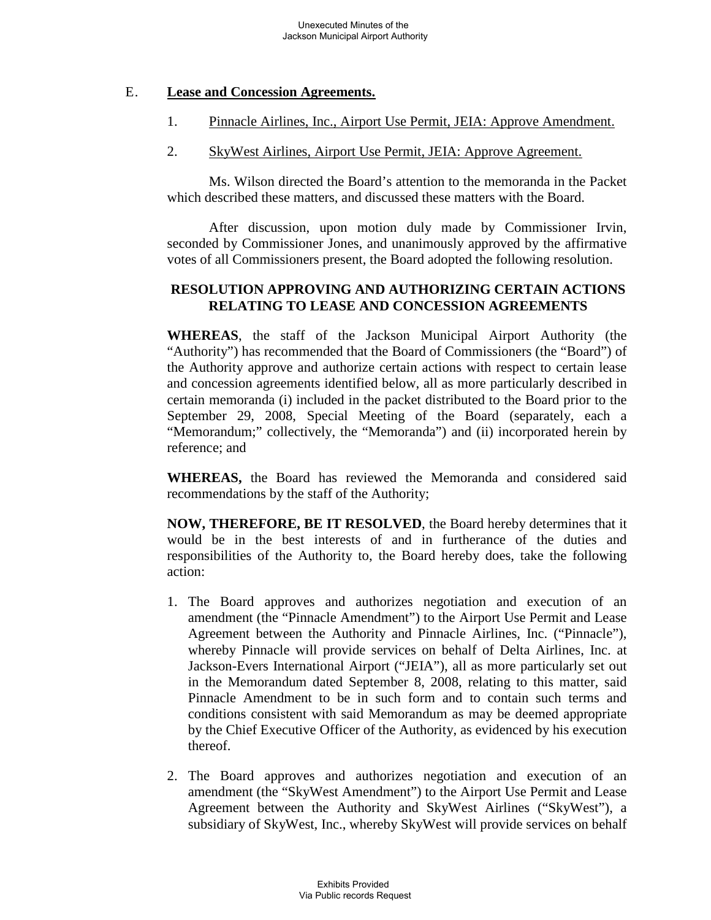E. **Lease and Concession Agreements.**

1. Pinnacle Airlines, Inc., Airport Use Permit, JEIA: Approve Amendment.

2. SkyWest Airlines, Airport Use Permit, JEIA: Approve Agreement.

Ms. Wilson directed the Board's attention to the memoranda in the Packet which described these matters, and discussed these matters with the Board.

After discussion, upon motion duly made by Commissioner Irvin, seconded by Commissioner Jones, and unanimously approved by the affirmative votes of all Commissioners present, the Board adopted the following resolution.

**RESOLUTION APPROVING AND AUTHORIZING CERTAIN ACTIONS RELATING TO LEASE AND CONCESSION AGREEMENTS**

**WHEREAS**, the staff of the Jackson Municipal Airport Authority (the "Authority") has recommended that the Board of Commissioners (the "Board") of the Authority approve and authorize certain actions with respect to certain lease and concession agreements identified below, all as more particularly described in certain memoranda (i) included in the packet distributed to the Board prior to the September 29, 2008, Special Meeting of the Board (separately, each a "Memorandum;" collectively, the "Memoranda") and (ii) incorporated herein by reference; and

**WHEREAS,** the Board has reviewed the Memoranda and considered said recommendations by the staff of the Authority;

**NOW, THEREFORE, BE IT RESOLVED**, the Board hereby determines that it would be in the best interests of and in furtherance of the duties and responsibilities of the Authority to, the Board hereby does, take the following action:

1. The Board approves and authorizes negotiation and execution of an amendment (the "Pinnacle Amendment") to the Airport Use Permit and Lease Agreement between the Authority and Pinnacle Airlines, Inc. ("Pinnacle"), whereby Pinnacle will provide services on behalf of Delta Airlines, Inc. at Jackson-Evers International Airport ("JEIA"), all as more particularly set out in the Memorandum dated September 8, 2008, relating to this matter, said Pinnacle Amendment to be in such form and to contain such terms and conditions consistent with said Memorandum as may be deemed appropriate by the Chief Executive Officer of the Authority, as evidenced by his execution thereof.

2. The Board approves and authorizes negotiation and execution of an amendment (the "SkyWest Amendment") to the Airport Use Permit and Lease Agreement between the Authority and SkyWest Airlines ("SkyWest"), a subsidiary of SkyWest, Inc., whereby SkyWest will provide services on behalf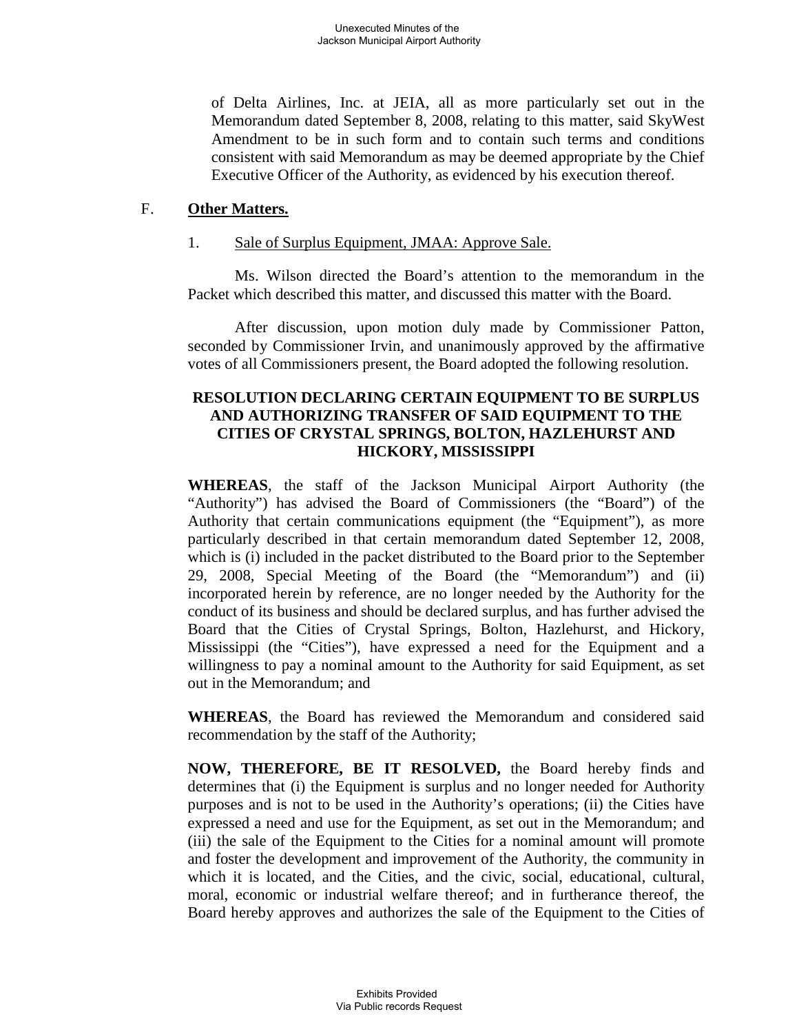of Delta Airlines, Inc. at JEIA, all as more particularly set out in the Memorandum dated September 8, 2008, relating to this matter, said SkyWest Amendment to be in such form and to contain such terms and conditions consistent with said Memorandum as may be deemed appropriate by the Chief Executive Officer of the Authority, as evidenced by his execution thereof.

F. **Other Matters.**

1. Sale of Surplus Equipment, JMAA: Approve Sale.

Ms. Wilson directed the Board's attention to the memorandum in the Packet which described this matter, and discussed this matter with the Board.

After discussion, upon motion duly made by Commissioner Patton, seconded by Commissioner Irvin, and unanimously approved by the affirmative votes of all Commissioners present, the Board adopted the following resolution.

**RESOLUTION DECLARING CERTAIN EQUIPMENT TO BE SURPLUS AND AUTHORIZING TRANSFER OF SAID EQUIPMENT TO THE CITIES OF CRYSTAL SPRINGS, BOLTON, HAZLEHURST AND HICKORY, MISSISSIPPI**

**WHEREAS**, the staff of the Jackson Municipal Airport Authority (the "Authority") has advised the Board of Commissioners (the "Board") of the Authority that certain communications equipment (the "Equipment"), as more particularly described in that certain memorandum dated September 12, 2008, which is (i) included in the packet distributed to the Board prior to the September 29, 2008, Special Meeting of the Board (the "Memorandum") and (ii) incorporated herein by reference, are no longer needed by the Authority for the conduct of its business and should be declared surplus, and has further advised the Board that the Cities of Crystal Springs, Bolton, Hazlehurst, and Hickory, Mississippi (the "Cities"), have expressed a need for the Equipment and a willingness to pay a nominal amount to the Authority for said Equipment, as set out in the Memorandum; and

**WHEREAS**, the Board has reviewed the Memorandum and considered said recommendation by the staff of the Authority;

**NOW, THEREFORE, BE IT RESOLVED,** the Board hereby finds and determines that (i) the Equipment is surplus and no longer needed for Authority purposes and is not to be used in the Authority's operations; (ii) the Cities have expressed a need and use for the Equipment, as set out in the Memorandum; and (iii) the sale of the Equipment to the Cities for a nominal amount will promote and foster the development and improvement of the Authority, the community in which it is located, and the Cities, and the civic, social, educational, cultural, moral, economic or industrial welfare thereof; and in furtherance thereof, the Board hereby approves and authorizes the sale of the Equipment to the Cities of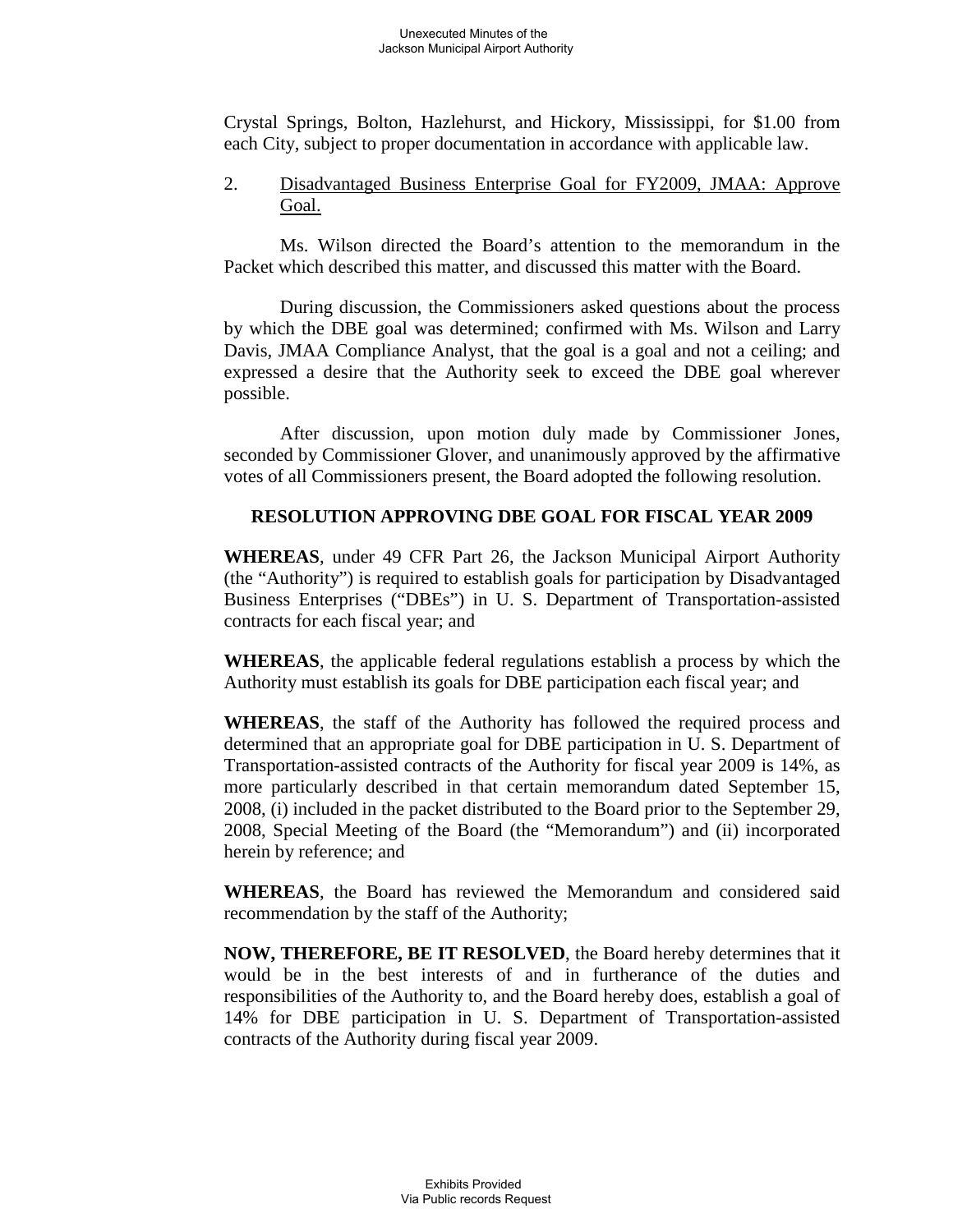Crystal Springs, Bolton, Hazlehurst, and Hickory, Mississippi, for $1.00 from each City, subject to proper documentation in accordance with applicable law.

2. <u>Disadvantaged Business Enterprise Goal for FY2009, JMAA: Approve Goal.</u>

Ms. Wilson directed the Board's attention to the memorandum in the Packet which described this matter, and discussed this matter with the Board.

During discussion, the Commissioners asked questions about the process by which the DBE goal was determined; confirmed with Ms. Wilson and Larry Davis, JMAA Compliance Analyst, that the goal is a goal and not a ceiling; and expressed a desire that the Authority seek to exceed the DBE goal wherever possible.

After discussion, upon motion duly made by Commissioner Jones, seconded by Commissioner Glover, and unanimously approved by the affirmative votes of all Commissioners present, the Board adopted the following resolution.

**RESOLUTION APPROVING DBE GOAL FOR FISCAL YEAR 2009**

**WHEREAS**, under 49 CFR Part 26, the Jackson Municipal Airport Authority (the "Authority") is required to establish goals for participation by Disadvantaged Business Enterprises ("DBEs") in U. S. Department of Transportation-assisted contracts for each fiscal year; and

**WHEREAS**, the applicable federal regulations establish a process by which the Authority must establish its goals for DBE participation each fiscal year; and

**WHEREAS**, the staff of the Authority has followed the required process and determined that an appropriate goal for DBE participation in U. S. Department of Transportation-assisted contracts of the Authority for fiscal year 2009 is 14%, as more particularly described in that certain memorandum dated September 15, 2008, (i) included in the packet distributed to the Board prior to the September 29, 2008, Special Meeting of the Board (the "Memorandum") and (ii) incorporated herein by reference; and

**WHEREAS**, the Board has reviewed the Memorandum and considered said recommendation by the staff of the Authority;

**NOW, THEREFORE, BE IT RESOLVED**, the Board hereby determines that it would be in the best interests of and in furtherance of the duties and responsibilities of the Authority to, and the Board hereby does, establish a goal of 14% for DBE participation in U. S. Department of Transportation-assisted contracts of the Authority during fiscal year 2009.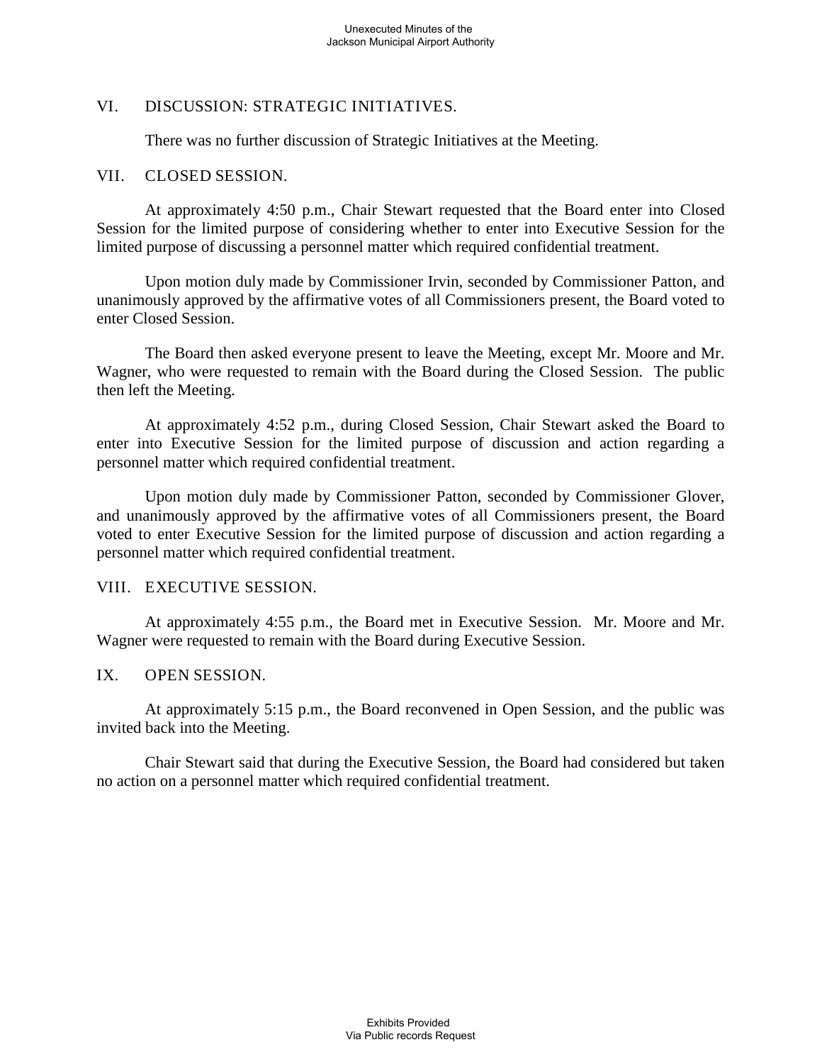## VI. DISCUSSION: STRATEGIC INITIATIVES.

There was no further discussion of Strategic Initiatives at the Meeting.

## VII. CLOSED SESSION.

At approximately 4:50 p.m., Chair Stewart requested that the Board enter into Closed Session for the limited purpose of considering whether to enter into Executive Session for the limited purpose of discussing a personnel matter which required confidential treatment.

Upon motion duly made by Commissioner Irvin, seconded by Commissioner Patton, and unanimously approved by the affirmative votes of all Commissioners present, the Board voted to enter Closed Session.

The Board then asked everyone present to leave the Meeting, except Mr. Moore and Mr. Wagner, who were requested to remain with the Board during the Closed Session. The public then left the Meeting.

At approximately 4:52 p.m., during Closed Session, Chair Stewart asked the Board to enter into Executive Session for the limited purpose of discussion and action regarding a personnel matter which required confidential treatment.

Upon motion duly made by Commissioner Patton, seconded by Commissioner Glover, and unanimously approved by the affirmative votes of all Commissioners present, the Board voted to enter Executive Session for the limited purpose of discussion and action regarding a personnel matter which required confidential treatment.

## VIII. EXECUTIVE SESSION.

At approximately 4:55 p.m., the Board met in Executive Session. Mr. Moore and Mr. Wagner were requested to remain with the Board during Executive Session.

## IX. OPEN SESSION.

At approximately 5:15 p.m., the Board reconvened in Open Session, and the public was invited back into the Meeting.

Chair Stewart said that during the Executive Session, the Board had considered but taken no action on a personnel matter which required confidential treatment.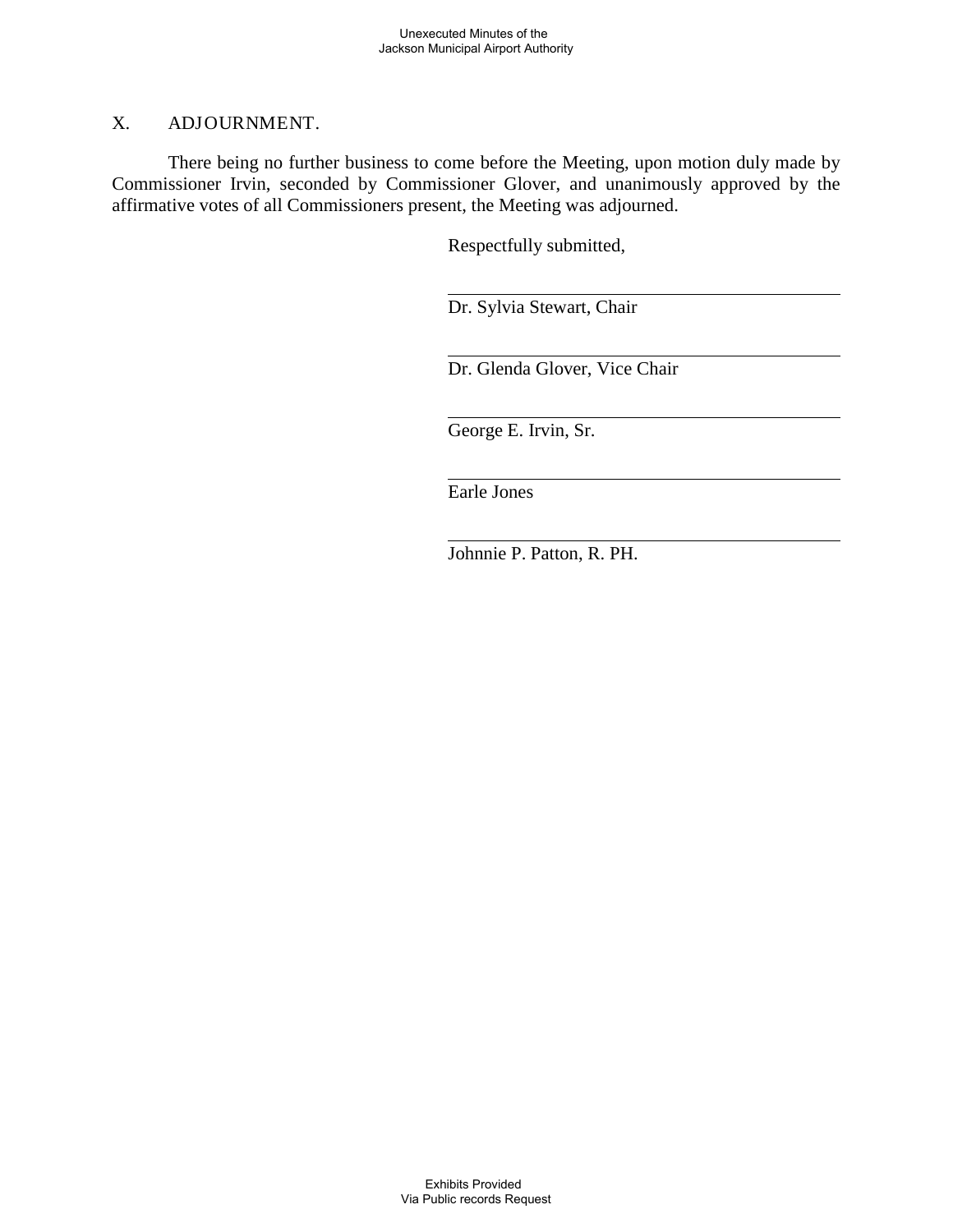## X. ADJOURNMENT.

There being no further business to come before the Meeting, upon motion duly made by Commissioner Irvin, seconded by Commissioner Glover, and unanimously approved by the affirmative votes of all Commissioners present, the Meeting was adjourned.

Respectfully submitted,

\_\_\_\_\_\_\_\_\_\_\_\_\_\_\_\_\_\_\_\_\_\_\_\_\_\_\_\_\_\_\_\_\_\_\_\_
Dr. Sylvia Stewart, Chair

\_\_\_\_\_\_\_\_\_\_\_\_\_\_\_\_\_\_\_\_\_\_\_\_\_\_\_\_\_\_\_\_\_\_\_\_
Dr. Glenda Glover, Vice Chair

\_\_\_\_\_\_\_\_\_\_\_\_\_\_\_\_\_\_\_\_\_\_\_\_\_\_\_\_\_\_\_\_\_\_\_\_
George E. Irvin, Sr.

\_\_\_\_\_\_\_\_\_\_\_\_\_\_\_\_\_\_\_\_\_\_\_\_\_\_\_\_\_\_\_\_\_\_\_\_
Earle Jones

\_\_\_\_\_\_\_\_\_\_\_\_\_\_\_\_\_\_\_\_\_\_\_\_\_\_\_\_\_\_\_\_\_\_\_\_
Johnnie P. Patton, R. PH.